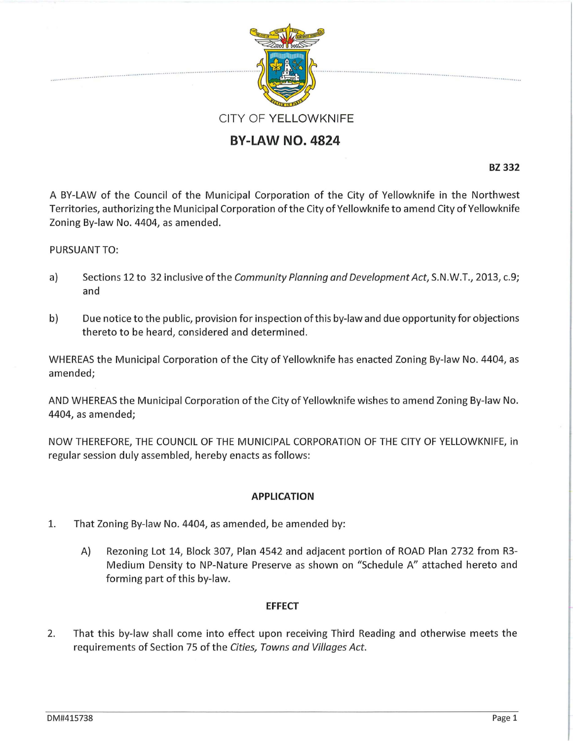CITY OF YELLOWKNIFE

# BY-LAW NO. 4824

**BZ 332**

A BY-LAW of the Council of the Municipal Corporation of the City of Yellowknife in the Northwest Territories, authorizing the Municipal Corporation of the City of Yellowknife to amend City of Yellowknife Zoning By-law No. 4404, as amended.

PURSUANT TO:

a) Sections 12 to 32 inclusive of the *Community Planning and Development Act*, S.N.W.T., 2013, c.9; and

b) Due notice to the public, provision for inspection of this by-law and due opportunity for objections thereto to be heard, considered and determined.

WHEREAS the Municipal Corporation of the City of Yellowknife has enacted Zoning By-law No. 4404, as amended;

AND WHEREAS the Municipal Corporation of the City of Yellowknife wishes to amend Zoning By-law No. 4404, as amended;

NOW THEREFORE, THE COUNCIL OF THE MUNICIPAL CORPORATION OF THE CITY OF YELLOWKNIFE, in regular session duly assembled, hereby enacts as follows:

## APPLICATION

1. That Zoning By-law No. 4404, as amended, be amended by:

   A) Rezoning Lot 14, Block 307, Plan 4542 and adjacent portion of ROAD Plan 2732 from R3-Medium Density to NP-Nature Preserve as shown on "Schedule A" attached hereto and forming part of this by-law.

## EFFECT

2. That this by-law shall come into effect upon receiving Third Reading and otherwise meets the requirements of Section 75 of the *Cities, Towns and Villages Act*.

DM#415738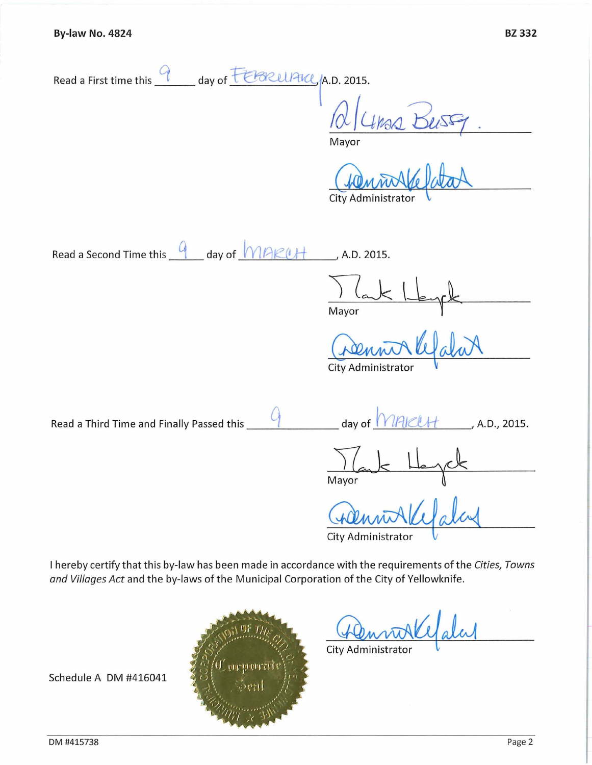By-law No. 4824 BZ 332

Read a First time this 9 day of FEBRUARY, A.D. 2015.

Mayor

City Administrator

Read a Second Time this 9 day of MARCH, A.D. 2015.

Mayor

City Administrator

Read a Third Time and Finally Passed this 9 day of MARCH, A.D., 2015.

Mayor

City Administrator

I hereby certify that this by-law has been made in accordance with the requirements of the *Cities, Towns and Villages Act* and the by-laws of the Municipal Corporation of the City of Yellowknife.

City Administrator

Schedule A DM #416041

DM #415738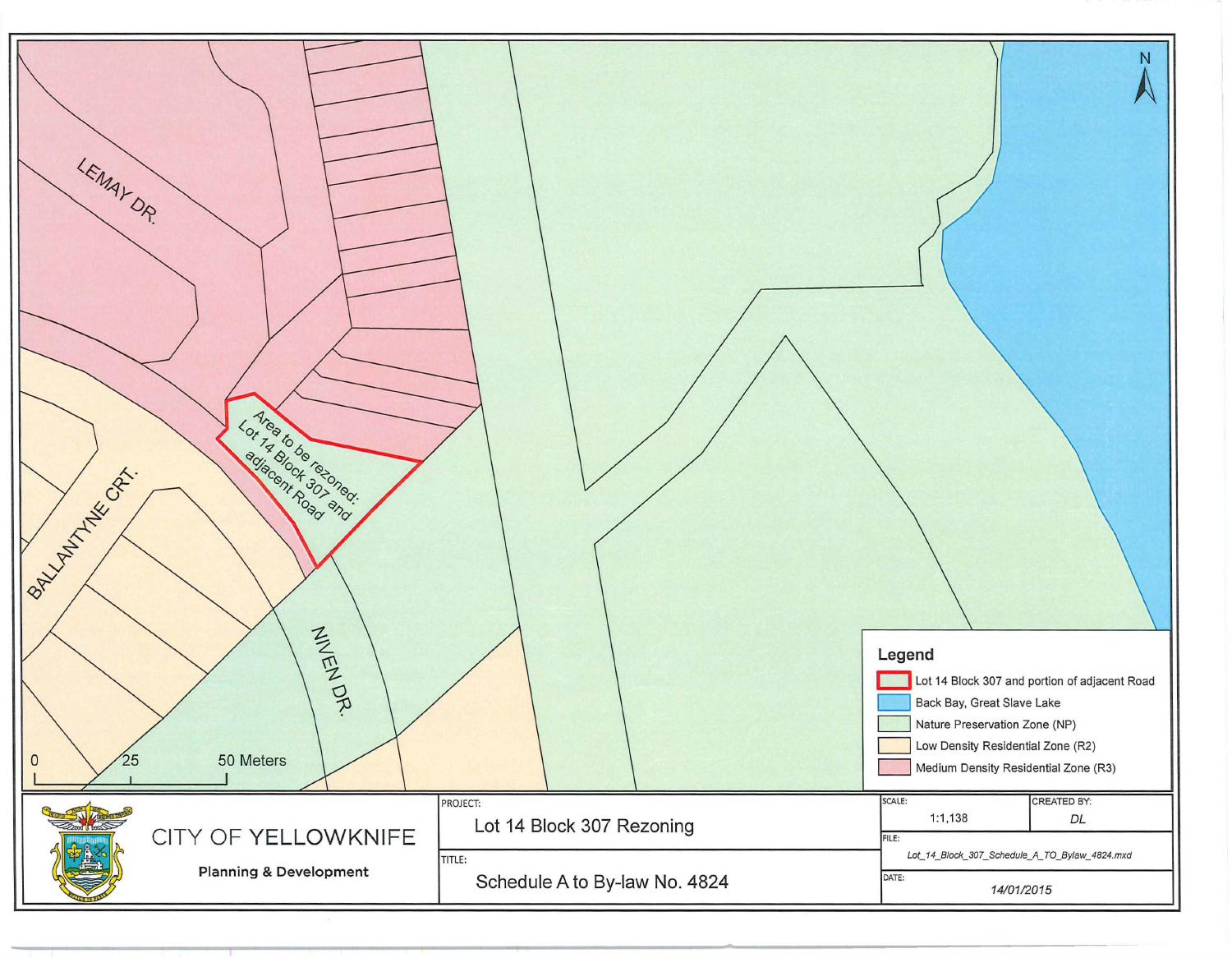LEMAY DR.

BALLANTYNE CRT.

NIVEN DR.

Area to be rezoned: Lot 14 Block 307 and adjacent Road

N

0 25 50 Meters

**Legend**

- Lot 14 Block 307 and portion of adjacent Road
- Back Bay, Great Slave Lake
- Nature Preservation Zone (NP)
- Low Density Residential Zone (R2)
- Medium Density Residential Zone (R3)

CITY OF YELLOWKNIFE

**Planning & Development**

| | | | |
|---|---|---|---|
| PROJECT: Lot 14 Block 307 Rezoning | SCALE: 1:1,138 | CREATED BY: DL |
| TITLE: Schedule A to By-law No. 4824 | FILE: Lot_14_Block_307_Schedule_A_TO_Bylaw_4824.mxd | |
| | DATE: 14/01/2015 | |